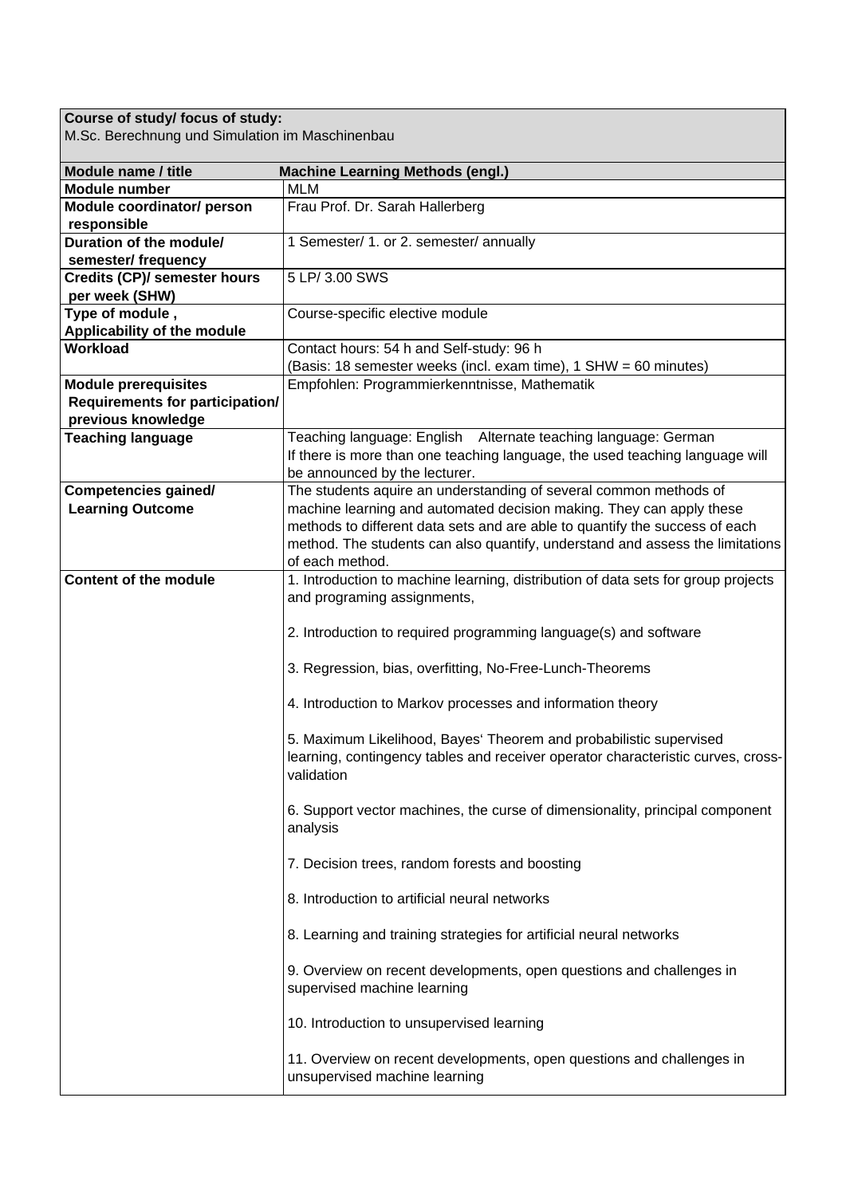| **Course of study/ focus of study:** M.Sc. Berechnung und Simulation im Maschinenbau | |
|---|---|
| **Module name / title** | **Machine Learning Methods (engl.)** |
| **Module number** | MLM |
| **Module coordinator/ person responsible** | Frau Prof. Dr. Sarah Hallerberg |
| **Duration of the module/ semester/ frequency** | 1 Semester/ 1. or 2. semester/ annually |
| **Credits (CP)/ semester hours per week (SHW)** | 5 LP/ 3.00 SWS |
| **Type of module , Applicability of the module** | Course-specific elective module |
| **Workload** | Contact hours: 54 h and Self-study: 96 h<br>(Basis: 18 semester weeks (incl. exam time), 1 SHW = 60 minutes) |
| **Module prerequisites Requirements for participation/ previous knowledge** | Empfohlen: Programmierkenntnisse, Mathematik |
| **Teaching language** | Teaching language: English Alternate teaching language: German<br>If there is more than one teaching language, the used teaching language will be announced by the lecturer. |
| **Competencies gained/ Learning Outcome** | The students aquire an understanding of several common methods of machine learning and automated decision making. They can apply these methods to different data sets and are able to quantify the success of each method. The students can also quantify, understand and assess the limitations of each method. |
| **Content of the module** | 1. Introduction to machine learning, distribution of data sets for group projects and programing assignments,<br><br>2. Introduction to required programming language(s) and software<br><br>3. Regression, bias, overfitting, No-Free-Lunch-Theorems<br><br>4. Introduction to Markov processes and information theory<br><br>5. Maximum Likelihood, Bayes' Theorem and probabilistic supervised learning, contingency tables and receiver operator characteristic curves, cross-validation<br><br>6. Support vector machines, the curse of dimensionality, principal component analysis<br><br>7. Decision trees, random forests and boosting<br><br>8. Introduction to artificial neural networks<br><br>8. Learning and training strategies for artificial neural networks<br><br>9. Overview on recent developments, open questions and challenges in supervised machine learning<br><br>10. Introduction to unsupervised learning<br><br>11. Overview on recent developments, open questions and challenges in unsupervised machine learning |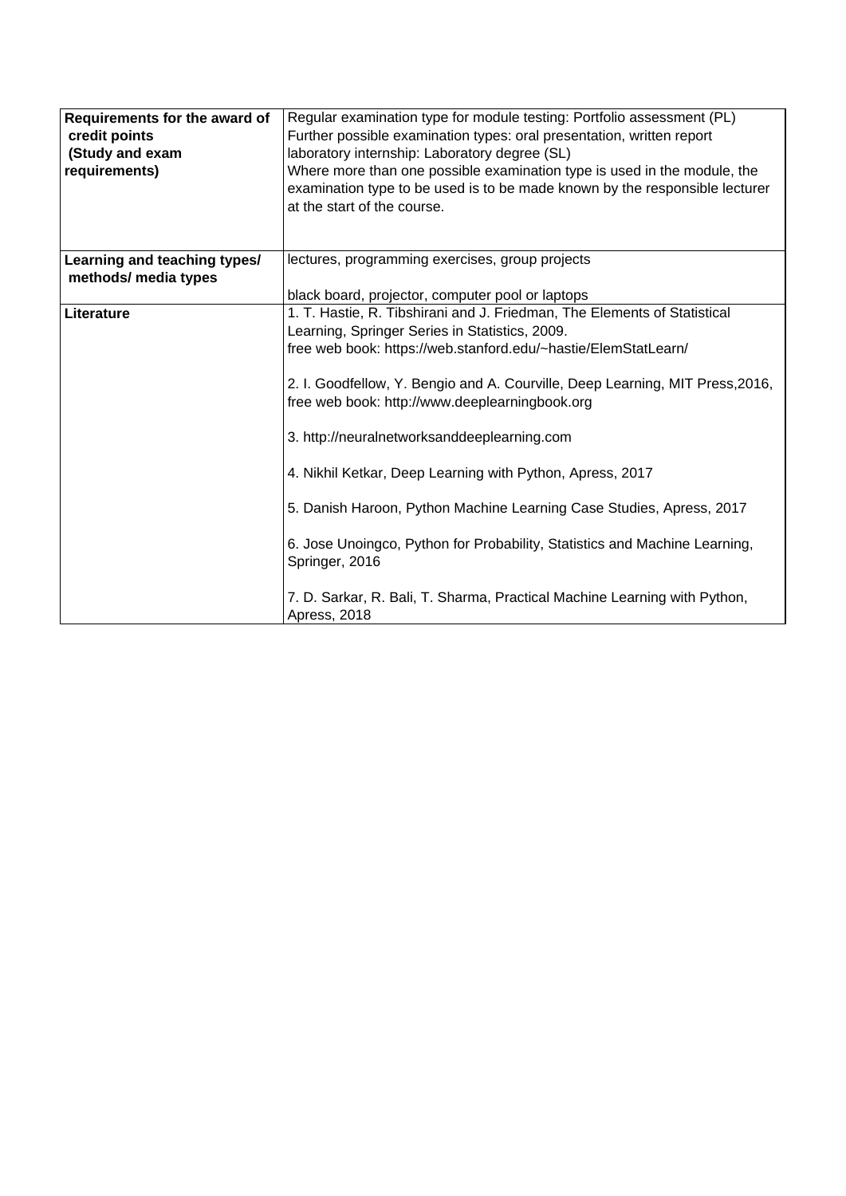| | |
|---|---|
| **Requirements for the award of credit points (Study and exam requirements)** | Regular examination type for module testing: Portfolio assessment (PL)<br>Further possible examination types: oral presentation, written report<br>laboratory internship: Laboratory degree (SL)<br>Where more than one possible examination type is used in the module, the examination type to be used is to be made known by the responsible lecturer at the start of the course. |
| **Learning and teaching types/ methods/ media types** | lectures, programming exercises, group projects<br><br>black board, projector, computer pool or laptops |
| **Literature** | 1. T. Hastie, R. Tibshirani and J. Friedman, The Elements of Statistical Learning, Springer Series in Statistics, 2009.<br>free web book: https://web.stanford.edu/~hastie/ElemStatLearn/<br><br>2. I. Goodfellow, Y. Bengio and A. Courville, Deep Learning, MIT Press,2016, free web book: http://www.deeplearningbook.org<br><br>3. http://neuralnetworksanddeeplearning.com<br><br>4. Nikhil Ketkar, Deep Learning with Python, Apress, 2017<br><br>5. Danish Haroon, Python Machine Learning Case Studies, Apress, 2017<br><br>6. Jose Unoingco, Python for Probability, Statistics and Machine Learning, Springer, 2016<br><br>7. D. Sarkar, R. Bali, T. Sharma, Practical Machine Learning with Python, Apress, 2018 |